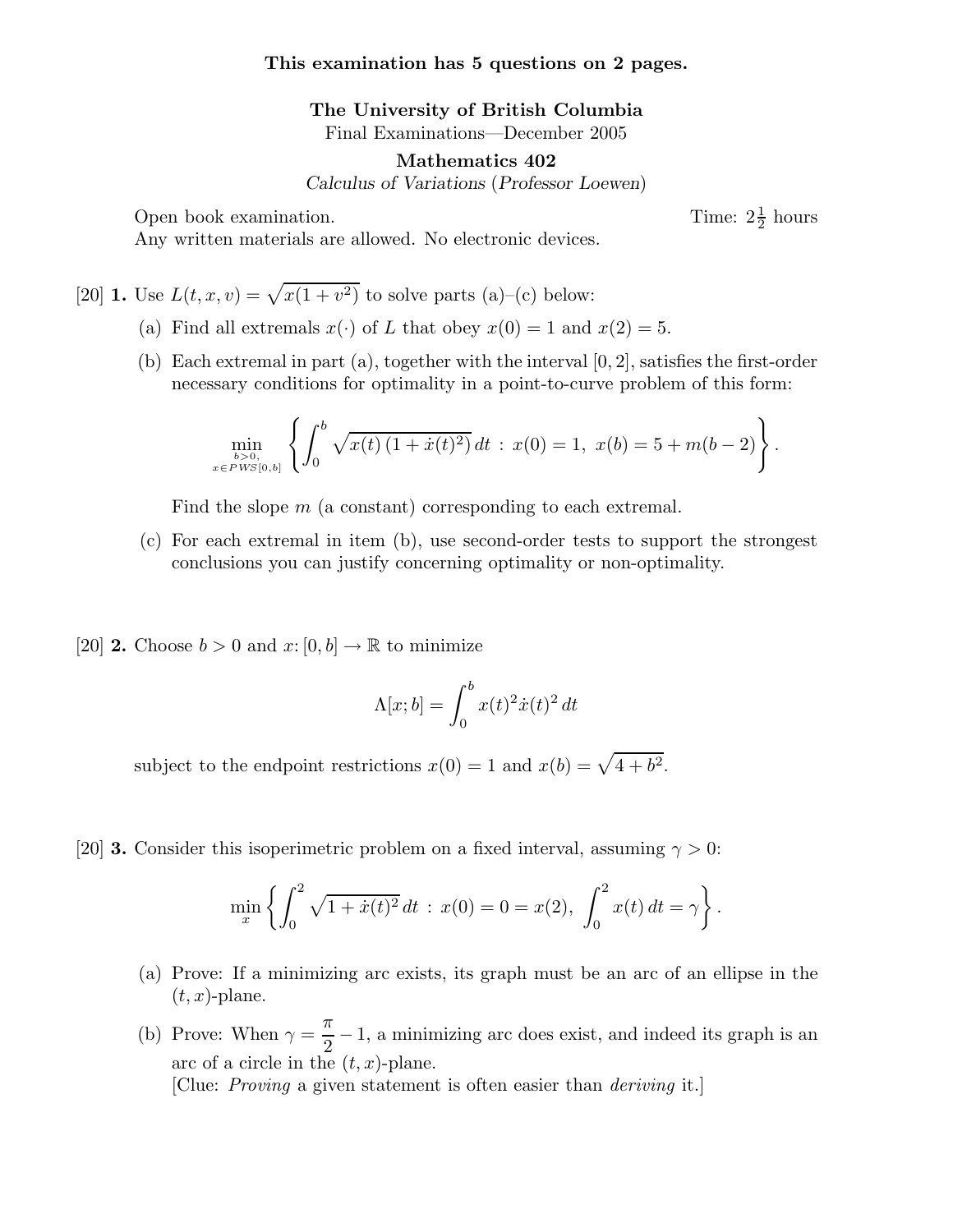**This examination has 5 questions on 2 pages.**

**The University of British Columbia**
Final Examinations—December 2005

**Mathematics 402**
*Calculus of Variations* (*Professor Loewen*)

Open book examination. Time: $2\frac{1}{2}$ hours
Any written materials are allowed. No electronic devices.

[20] **1.** Use $L(t, x, v) = \sqrt{x(1 + v^2)}$ to solve parts (a)–(c) below:

(a) Find all extremals $x(\cdot)$ of $L$ that obey $x(0) = 1$ and $x(2) = 5$.

(b) Each extremal in part (a), together with the interval $[0, 2]$, satisfies the first-order necessary conditions for optimality in a point-to-curve problem of this form:

$$\min_{\substack{b>0,\\ x\in PWS[0,b]}} \left\{ \int_0^b \sqrt{x(t)\,(1 + \dot{x}(t)^2)}\, dt \;:\; x(0) = 1,\ x(b) = 5 + m(b - 2) \right\}.$$

Find the slope $m$ (a constant) corresponding to each extremal.

(c) For each extremal in item (b), use second-order tests to support the strongest conclusions you can justify concerning optimality or non-optimality.

[20] **2.** Choose $b > 0$ and $x\colon [0, b] \to \mathbb{R}$ to minimize

$$\Lambda[x; b] = \int_0^b x(t)^2 \dot{x}(t)^2\, dt$$

subject to the endpoint restrictions $x(0) = 1$ and $x(b) = \sqrt{4 + b^2}$.

[20] **3.** Consider this isoperimetric problem on a fixed interval, assuming $\gamma > 0$:

$$\min_x \left\{ \int_0^2 \sqrt{1 + \dot{x}(t)^2}\, dt \;:\; x(0) = 0 = x(2),\ \int_0^2 x(t)\, dt = \gamma \right\}.$$

(a) Prove: If a minimizing arc exists, its graph must be an arc of an ellipse in the $(t, x)$-plane.

(b) Prove: When $\gamma = \dfrac{\pi}{2} - 1$, a minimizing arc does exist, and indeed its graph is an arc of a circle in the $(t, x)$-plane.
[Clue: *Proving* a given statement is often easier than *deriving* it.]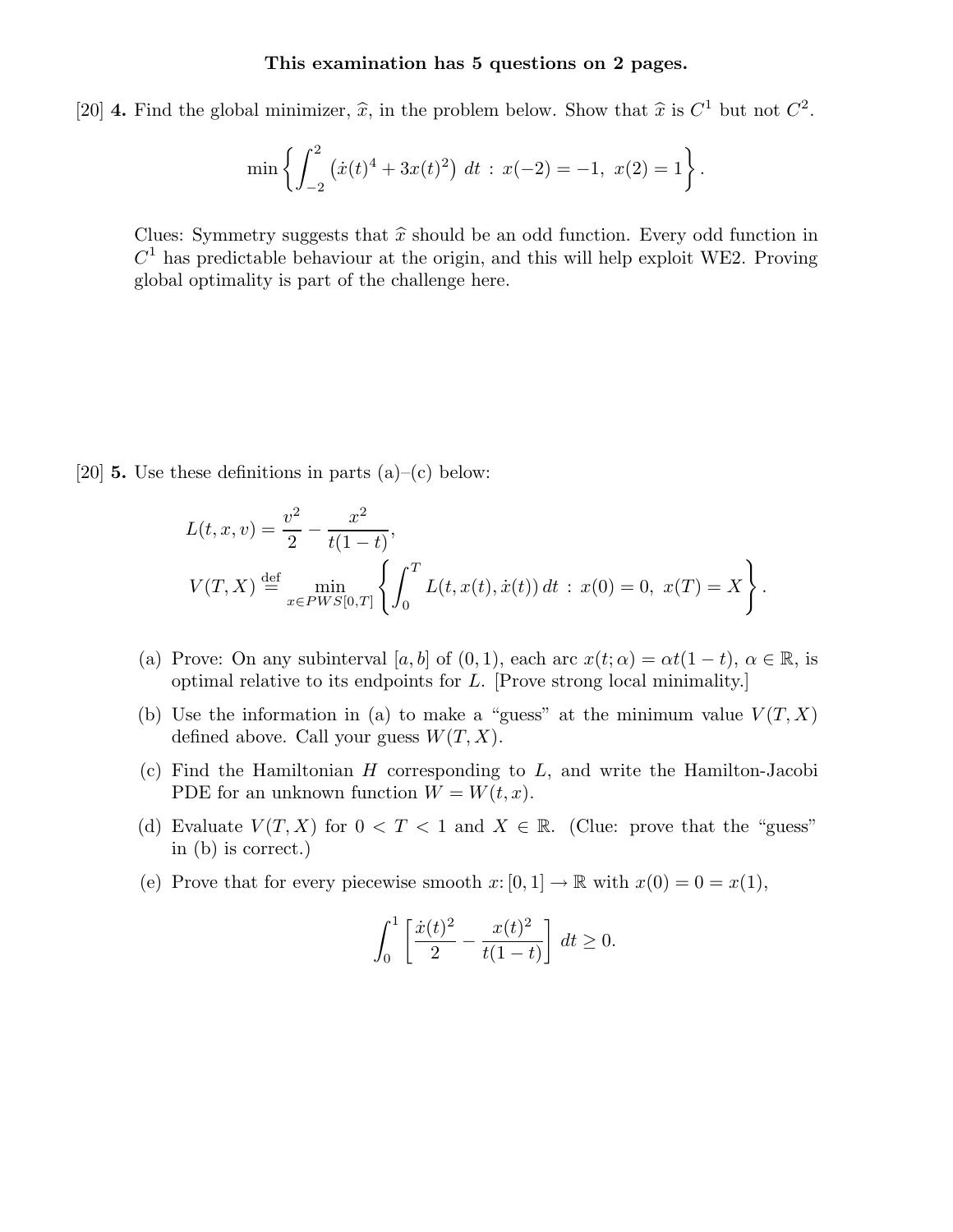**This examination has 5 questions on 2 pages.**

[20] **4.** Find the global minimizer, $\widehat{x}$, in the problem below. Show that $\widehat{x}$ is $C^1$ but not $C^2$.

$$\min\left\{\int_{-2}^{2}\left(\dot{x}(t)^4+3x(t)^2\right)\,dt\,:\,x(-2)=-1,\;x(2)=1\right\}.$$

Clues: Symmetry suggests that $\widehat{x}$ should be an odd function. Every odd function in $C^1$ has predictable behaviour at the origin, and this will help exploit WE2. Proving global optimality is part of the challenge here.

[20] **5.** Use these definitions in parts (a)–(c) below:

$$L(t,x,v)=\frac{v^2}{2}-\frac{x^2}{t(1-t)},$$

$$V(T,X)\overset{\text{def}}{=}\min_{x\in PWS[0,T]}\left\{\int_0^T L(t,x(t),\dot{x}(t))\,dt\,:\,x(0)=0,\;x(T)=X\right\}.$$

(a) Prove: On any subinterval $[a,b]$ of $(0,1)$, each arc $x(t;\alpha)=\alpha t(1-t)$, $\alpha\in\mathbb{R}$, is optimal relative to its endpoints for $L$. [Prove strong local minimality.]

(b) Use the information in (a) to make a "guess" at the minimum value $V(T,X)$ defined above. Call your guess $W(T,X)$.

(c) Find the Hamiltonian $H$ corresponding to $L$, and write the Hamilton-Jacobi PDE for an unknown function $W=W(t,x)$.

(d) Evaluate $V(T,X)$ for $0<T<1$ and $X\in\mathbb{R}$. (Clue: prove that the "guess" in (b) is correct.)

(e) Prove that for every piecewise smooth $x\colon[0,1]\to\mathbb{R}$ with $x(0)=0=x(1)$,

$$\int_0^1\left[\frac{\dot{x}(t)^2}{2}-\frac{x(t)^2}{t(1-t)}\right]\,dt\geq 0.$$